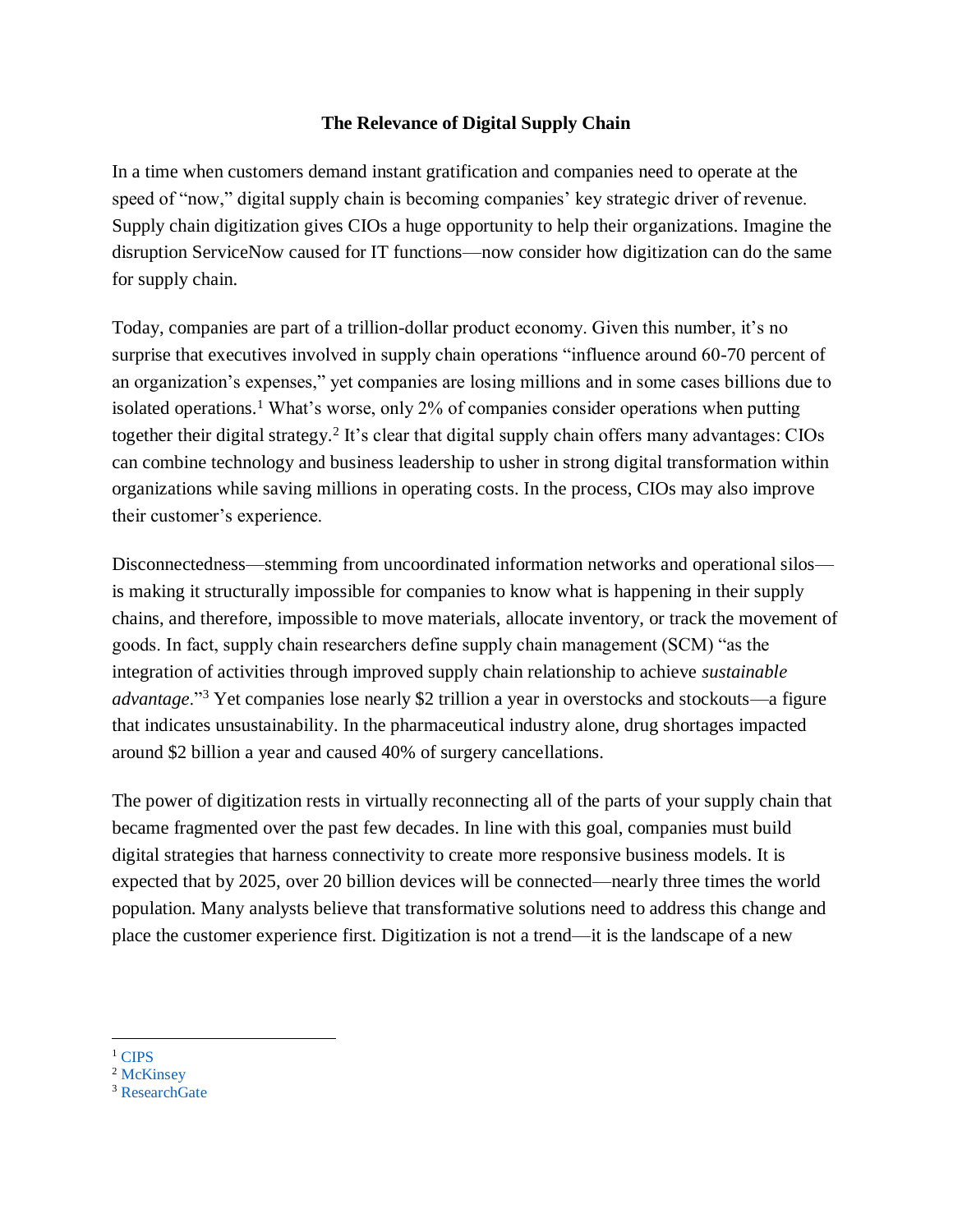# The Relevance of Digital Supply Chain

In a time when customers demand instant gratification and companies need to operate at the speed of "now," digital supply chain is becoming companies' key strategic driver of revenue. Supply chain digitization gives CIOs a huge opportunity to help their organizations. Imagine the disruption ServiceNow caused for IT functions—now consider how digitization can do the same for supply chain.

Today, companies are part of a trillion-dollar product economy. Given this number, it's no surprise that executives involved in supply chain operations "influence around 60-70 percent of an organization's expenses," yet companies are losing millions and in some cases billions due to isolated operations.[1] What's worse, only 2% of companies consider operations when putting together their digital strategy.[2] It's clear that digital supply chain offers many advantages: CIOs can combine technology and business leadership to usher in strong digital transformation within organizations while saving millions in operating costs. In the process, CIOs may also improve their customer's experience.

Disconnectedness—stemming from uncoordinated information networks and operational silos—is making it structurally impossible for companies to know what is happening in their supply chains, and therefore, impossible to move materials, allocate inventory, or track the movement of goods. In fact, supply chain researchers define supply chain management (SCM) "as the integration of activities through improved supply chain relationship to achieve *sustainable advantage*."[3] Yet companies lose nearly $2 trillion a year in overstocks and stockouts—a figure that indicates unsustainability. In the pharmaceutical industry alone, drug shortages impacted around $2 billion a year and caused 40% of surgery cancellations.

The power of digitization rests in virtually reconnecting all of the parts of your supply chain that became fragmented over the past few decades. In line with this goal, companies must build digital strategies that harness connectivity to create more responsive business models. It is expected that by 2025, over 20 billion devices will be connected—nearly three times the world population. Many analysts believe that transformative solutions need to address this change and place the customer experience first. Digitization is not a trend—it is the landscape of a new

---

[1] CIPS

[2] McKinsey

[3] ResearchGate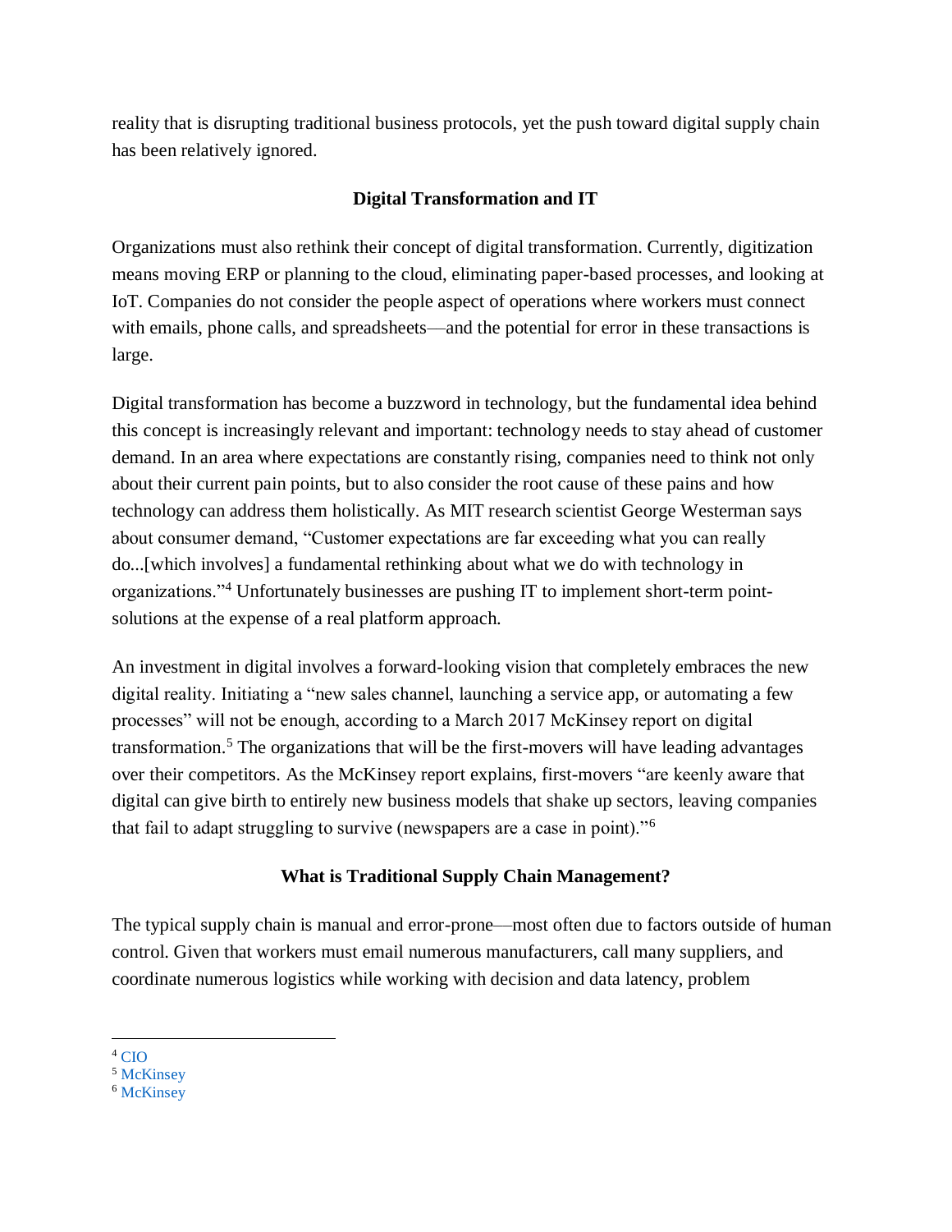reality that is disrupting traditional business protocols, yet the push toward digital supply chain has been relatively ignored.

## Digital Transformation and IT

Organizations must also rethink their concept of digital transformation. Currently, digitization means moving ERP or planning to the cloud, eliminating paper-based processes, and looking at IoT. Companies do not consider the people aspect of operations where workers must connect with emails, phone calls, and spreadsheets—and the potential for error in these transactions is large.

Digital transformation has become a buzzword in technology, but the fundamental idea behind this concept is increasingly relevant and important: technology needs to stay ahead of customer demand. In an area where expectations are constantly rising, companies need to think not only about their current pain points, but to also consider the root cause of these pains and how technology can address them holistically. As MIT research scientist George Westerman says about consumer demand, "Customer expectations are far exceeding what you can really do...[which involves] a fundamental rethinking about what we do with technology in organizations."[4] Unfortunately businesses are pushing IT to implement short-term point-solutions at the expense of a real platform approach.

An investment in digital involves a forward-looking vision that completely embraces the new digital reality. Initiating a "new sales channel, launching a service app, or automating a few processes" will not be enough, according to a March 2017 McKinsey report on digital transformation.[5] The organizations that will be the first-movers will have leading advantages over their competitors. As the McKinsey report explains, first-movers "are keenly aware that digital can give birth to entirely new business models that shake up sectors, leaving companies that fail to adapt struggling to survive (newspapers are a case in point)."[6]

## What is Traditional Supply Chain Management?

The typical supply chain is manual and error-prone—most often due to factors outside of human control. Given that workers must email numerous manufacturers, call many suppliers, and coordinate numerous logistics while working with decision and data latency, problem

---

[4] CIO
[5] McKinsey
[6] McKinsey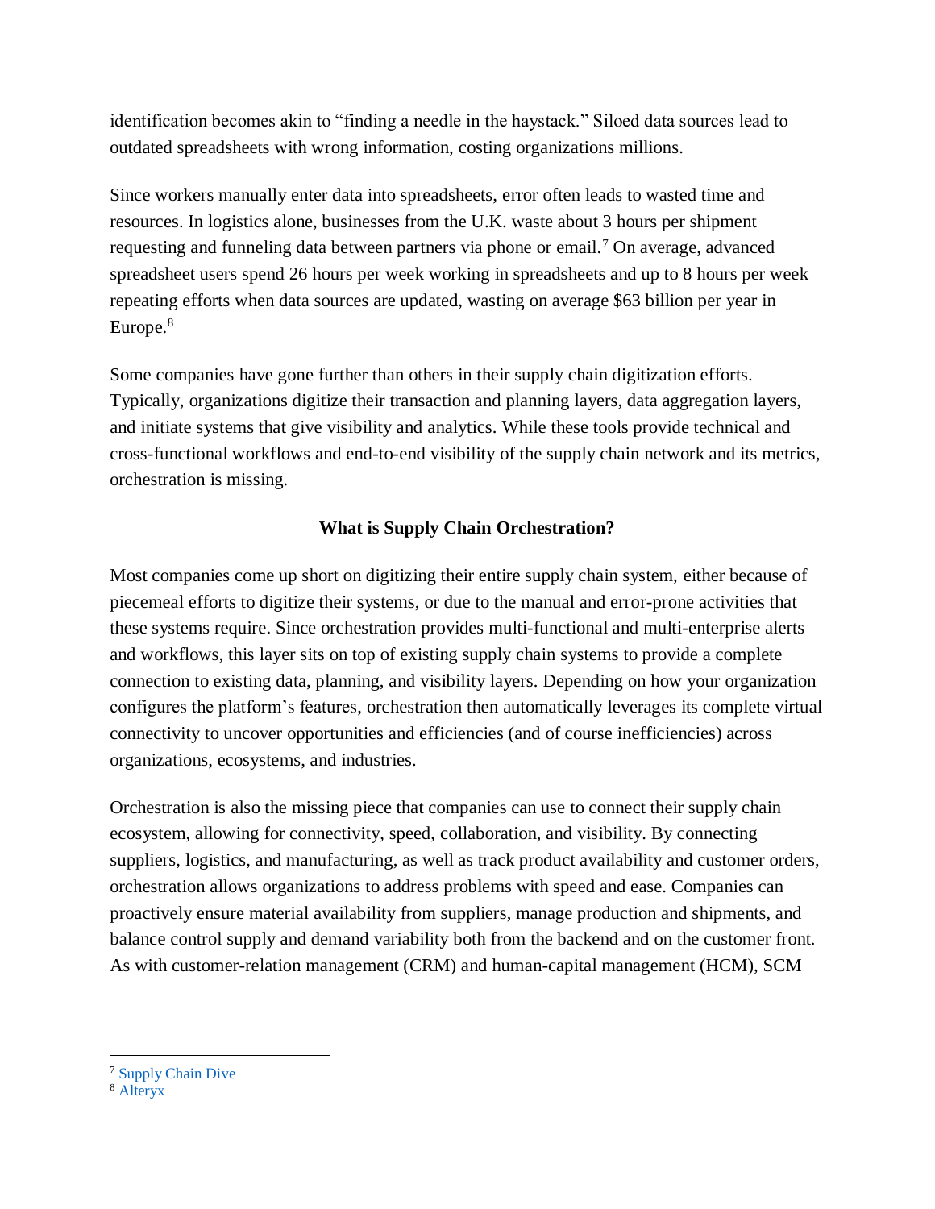identification becomes akin to "finding a needle in the haystack." Siloed data sources lead to outdated spreadsheets with wrong information, costing organizations millions.

Since workers manually enter data into spreadsheets, error often leads to wasted time and resources. In logistics alone, businesses from the U.K. waste about 3 hours per shipment requesting and funneling data between partners via phone or email.[7] On average, advanced spreadsheet users spend 26 hours per week working in spreadsheets and up to 8 hours per week repeating efforts when data sources are updated, wasting on average $63 billion per year in Europe.[8]

Some companies have gone further than others in their supply chain digitization efforts. Typically, organizations digitize their transaction and planning layers, data aggregation layers, and initiate systems that give visibility and analytics. While these tools provide technical and cross-functional workflows and end-to-end visibility of the supply chain network and its metrics, orchestration is missing.

## What is Supply Chain Orchestration?

Most companies come up short on digitizing their entire supply chain system, either because of piecemeal efforts to digitize their systems, or due to the manual and error-prone activities that these systems require. Since orchestration provides multi-functional and multi-enterprise alerts and workflows, this layer sits on top of existing supply chain systems to provide a complete connection to existing data, planning, and visibility layers. Depending on how your organization configures the platform's features, orchestration then automatically leverages its complete virtual connectivity to uncover opportunities and efficiencies (and of course inefficiencies) across organizations, ecosystems, and industries.

Orchestration is also the missing piece that companies can use to connect their supply chain ecosystem, allowing for connectivity, speed, collaboration, and visibility. By connecting suppliers, logistics, and manufacturing, as well as track product availability and customer orders, orchestration allows organizations to address problems with speed and ease. Companies can proactively ensure material availability from suppliers, manage production and shipments, and balance control supply and demand variability both from the backend and on the customer front. As with customer-relation management (CRM) and human-capital management (HCM), SCM

---

[7] Supply Chain Dive

[8] Alteryx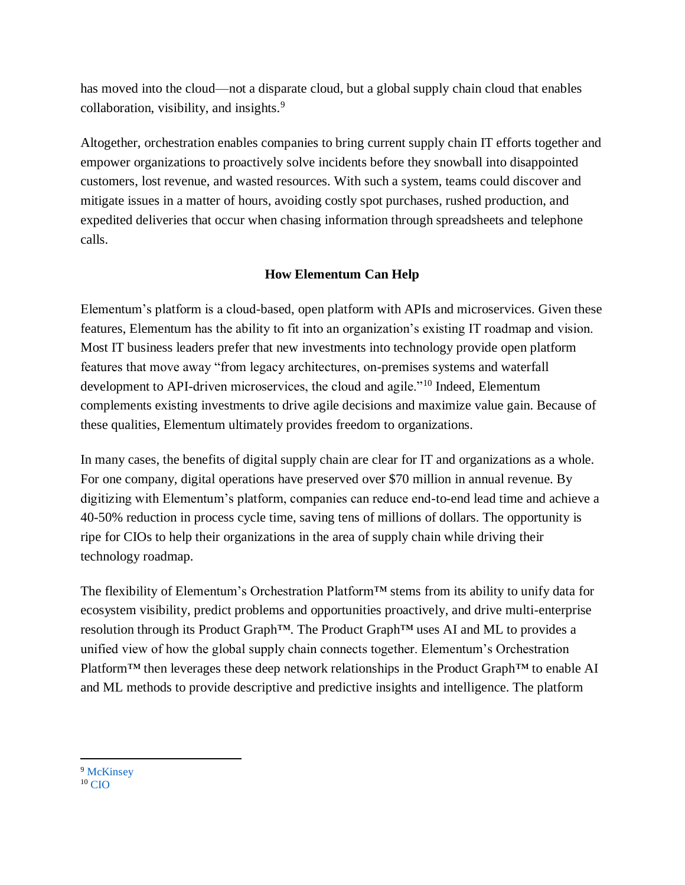has moved into the cloud—not a disparate cloud, but a global supply chain cloud that enables collaboration, visibility, and insights.[9]

Altogether, orchestration enables companies to bring current supply chain IT efforts together and empower organizations to proactively solve incidents before they snowball into disappointed customers, lost revenue, and wasted resources. With such a system, teams could discover and mitigate issues in a matter of hours, avoiding costly spot purchases, rushed production, and expedited deliveries that occur when chasing information through spreadsheets and telephone calls.

## How Elementum Can Help

Elementum's platform is a cloud-based, open platform with APIs and microservices. Given these features, Elementum has the ability to fit into an organization's existing IT roadmap and vision. Most IT business leaders prefer that new investments into technology provide open platform features that move away "from legacy architectures, on-premises systems and waterfall development to API-driven microservices, the cloud and agile."[10] Indeed, Elementum complements existing investments to drive agile decisions and maximize value gain. Because of these qualities, Elementum ultimately provides freedom to organizations.

In many cases, the benefits of digital supply chain are clear for IT and organizations as a whole. For one company, digital operations have preserved over $70 million in annual revenue. By digitizing with Elementum's platform, companies can reduce end-to-end lead time and achieve a 40-50% reduction in process cycle time, saving tens of millions of dollars. The opportunity is ripe for CIOs to help their organizations in the area of supply chain while driving their technology roadmap.

The flexibility of Elementum's Orchestration Platform™ stems from its ability to unify data for ecosystem visibility, predict problems and opportunities proactively, and drive multi-enterprise resolution through its Product Graph™. The Product Graph™ uses AI and ML to provides a unified view of how the global supply chain connects together. Elementum's Orchestration Platform™ then leverages these deep network relationships in the Product Graph™ to enable AI and ML methods to provide descriptive and predictive insights and intelligence. The platform

---

[9] McKinsey
[10] CIO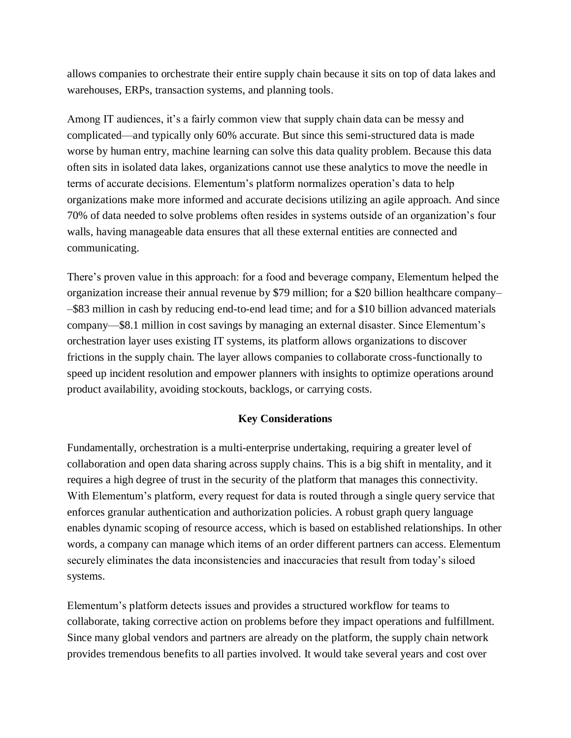allows companies to orchestrate their entire supply chain because it sits on top of data lakes and warehouses, ERPs, transaction systems, and planning tools.

Among IT audiences, it's a fairly common view that supply chain data can be messy and complicated—and typically only 60% accurate. But since this semi-structured data is made worse by human entry, machine learning can solve this data quality problem. Because this data often sits in isolated data lakes, organizations cannot use these analytics to move the needle in terms of accurate decisions. Elementum's platform normalizes operation's data to help organizations make more informed and accurate decisions utilizing an agile approach. And since 70% of data needed to solve problems often resides in systems outside of an organization's four walls, having manageable data ensures that all these external entities are connected and communicating.

There's proven value in this approach: for a food and beverage company, Elementum helped the organization increase their annual revenue by $79 million; for a $20 billion healthcare company––$83 million in cash by reducing end-to-end lead time; and for a $10 billion advanced materials company—$8.1 million in cost savings by managing an external disaster. Since Elementum's orchestration layer uses existing IT systems, its platform allows organizations to discover frictions in the supply chain. The layer allows companies to collaborate cross-functionally to speed up incident resolution and empower planners with insights to optimize operations around product availability, avoiding stockouts, backlogs, or carrying costs.

## Key Considerations

Fundamentally, orchestration is a multi-enterprise undertaking, requiring a greater level of collaboration and open data sharing across supply chains. This is a big shift in mentality, and it requires a high degree of trust in the security of the platform that manages this connectivity. With Elementum's platform, every request for data is routed through a single query service that enforces granular authentication and authorization policies. A robust graph query language enables dynamic scoping of resource access, which is based on established relationships. In other words, a company can manage which items of an order different partners can access. Elementum securely eliminates the data inconsistencies and inaccuracies that result from today's siloed systems.

Elementum's platform detects issues and provides a structured workflow for teams to collaborate, taking corrective action on problems before they impact operations and fulfillment. Since many global vendors and partners are already on the platform, the supply chain network provides tremendous benefits to all parties involved. It would take several years and cost over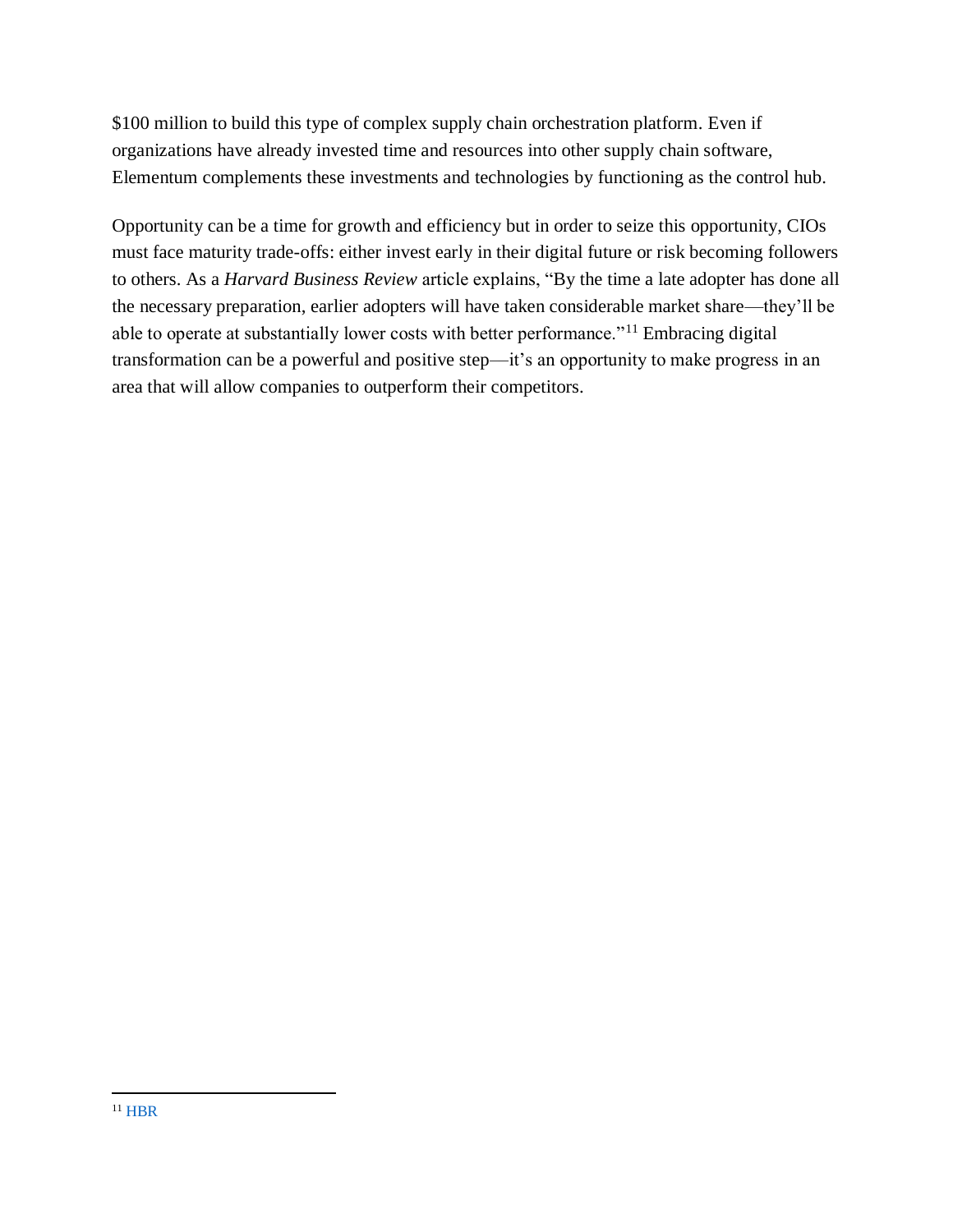$100 million to build this type of complex supply chain orchestration platform. Even if organizations have already invested time and resources into other supply chain software, Elementum complements these investments and technologies by functioning as the control hub.

Opportunity can be a time for growth and efficiency but in order to seize this opportunity, CIOs must face maturity trade-offs: either invest early in their digital future or risk becoming followers to others. As a *Harvard Business Review* article explains, "By the time a late adopter has done all the necessary preparation, earlier adopters will have taken considerable market share—they'll be able to operate at substantially lower costs with better performance."[11] Embracing digital transformation can be a powerful and positive step—it's an opportunity to make progress in an area that will allow companies to outperform their competitors.

---

[11] HBR